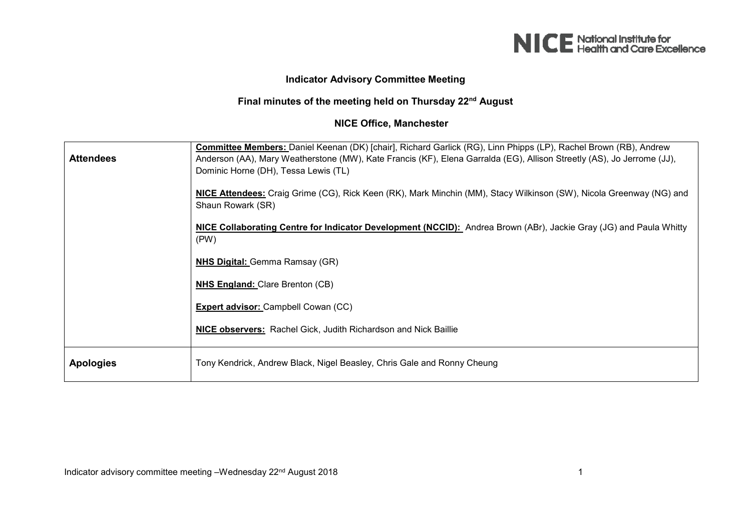# Indicator Advisory Committee Meeting

## Final minutes of the meeting held on Thursday 22nd August

## NICE Office, Manchester

| | |
|---|---|
| **Attendees** | **Committee Members:** Daniel Keenan (DK) [chair], Richard Garlick (RG), Linn Phipps (LP), Rachel Brown (RB), Andrew Anderson (AA), Mary Weatherstone (MW), Kate Francis (KF), Elena Garralda (EG), Allison Streetly (AS), Jo Jerrome (JJ), Dominic Horne (DH), Tessa Lewis (TL)<br><br>**NICE Attendees:** Craig Grime (CG), Rick Keen (RK), Mark Minchin (MM), Stacy Wilkinson (SW), Nicola Greenway (NG) and Shaun Rowark (SR)<br><br>**NICE Collaborating Centre for Indicator Development (NCCID):** Andrea Brown (ABr), Jackie Gray (JG) and Paula Whitty (PW)<br><br>**NHS Digital:** Gemma Ramsay (GR)<br><br>**NHS England:** Clare Brenton (CB)<br><br>**Expert advisor:** Campbell Cowan (CC)<br><br>**NICE observers:** Rachel Gick, Judith Richardson and Nick Baillie |
| **Apologies** | Tony Kendrick, Andrew Black, Nigel Beasley, Chris Gale and Ronny Cheung |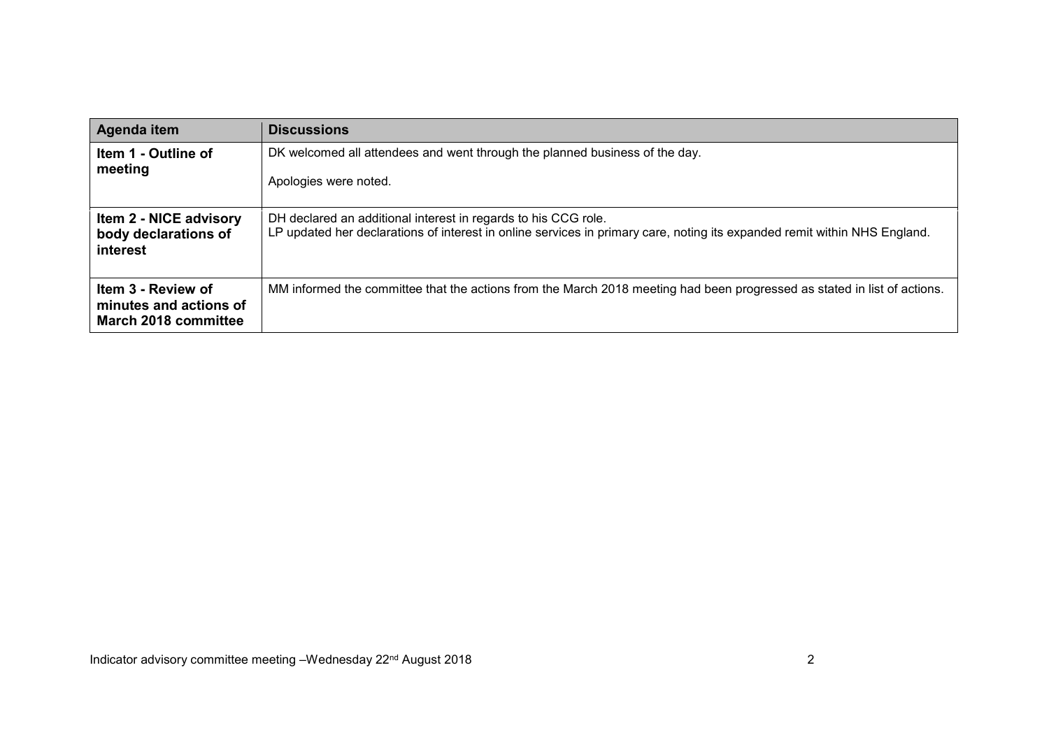| Agenda item | Discussions |
| --- | --- |
| **Item 1 - Outline of meeting** | DK welcomed all attendees and went through the planned business of the day.<br><br>Apologies were noted. |
| **Item 2 - NICE advisory body declarations of interest** | DH declared an additional interest in regards to his CCG role.<br>LP updated her declarations of interest in online services in primary care, noting its expanded remit within NHS England. |
| **Item 3 - Review of minutes and actions of March 2018 committee** | MM informed the committee that the actions from the March 2018 meeting had been progressed as stated in list of actions. |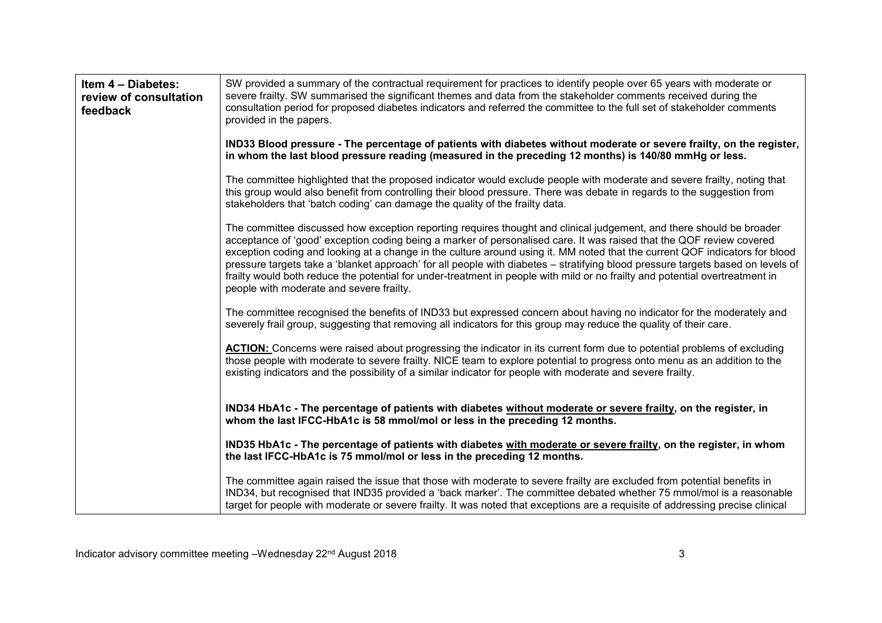| Item 4 – Diabetes: review of consultation feedback | SW provided a summary of the contractual requirement for practices to identify people over 65 years with moderate or severe frailty. SW summarised the significant themes and data from the stakeholder comments received during the consultation period for proposed diabetes indicators and referred the committee to the full set of stakeholder comments provided in the papers.<br><br>**IND33 Blood pressure - The percentage of patients with diabetes without moderate or severe frailty, on the register, in whom the last blood pressure reading (measured in the preceding 12 months) is 140/80 mmHg or less.**<br><br>The committee highlighted that the proposed indicator would exclude people with moderate and severe frailty, noting that this group would also benefit from controlling their blood pressure. There was debate in regards to the suggestion from stakeholders that 'batch coding' can damage the quality of the frailty data.<br><br>The committee discussed how exception reporting requires thought and clinical judgement, and there should be broader acceptance of 'good' exception coding being a marker of personalised care. It was raised that the QOF review covered exception coding and looking at a change in the culture around using it. MM noted that the current QOF indicators for blood pressure targets take a 'blanket approach' for all people with diabetes – stratifying blood pressure targets based on levels of frailty would both reduce the potential for under-treatment in people with mild or no frailty and potential overtreatment in people with moderate and severe frailty.<br><br>The committee recognised the benefits of IND33 but expressed concern about having no indicator for the moderately and severely frail group, suggesting that removing all indicators for this group may reduce the quality of their care.<br><br>**<u>ACTION:</u>** Concerns were raised about progressing the indicator in its current form due to potential problems of excluding those people with moderate to severe frailty. NICE team to explore potential to progress onto menu as an addition to the existing indicators and the possibility of a similar indicator for people with moderate and severe frailty.<br><br>**IND34 HbA1c - The percentage of patients with diabetes <u>without moderate or severe frailty</u>, on the register, in whom the last IFCC-HbA1c is 58 mmol/mol or less in the preceding 12 months.**<br><br>**IND35 HbA1c - The percentage of patients with diabetes <u>with moderate or severe frailty</u>, on the register, in whom the last IFCC-HbA1c is 75 mmol/mol or less in the preceding 12 months.**<br><br>The committee again raised the issue that those with moderate to severe frailty are excluded from potential benefits in IND34, but recognised that IND35 provided a 'back marker'. The committee debated whether 75 mmol/mol is a reasonable target for people with moderate or severe frailty. It was noted that exceptions are a requisite of addressing precise clinical |
|---|---|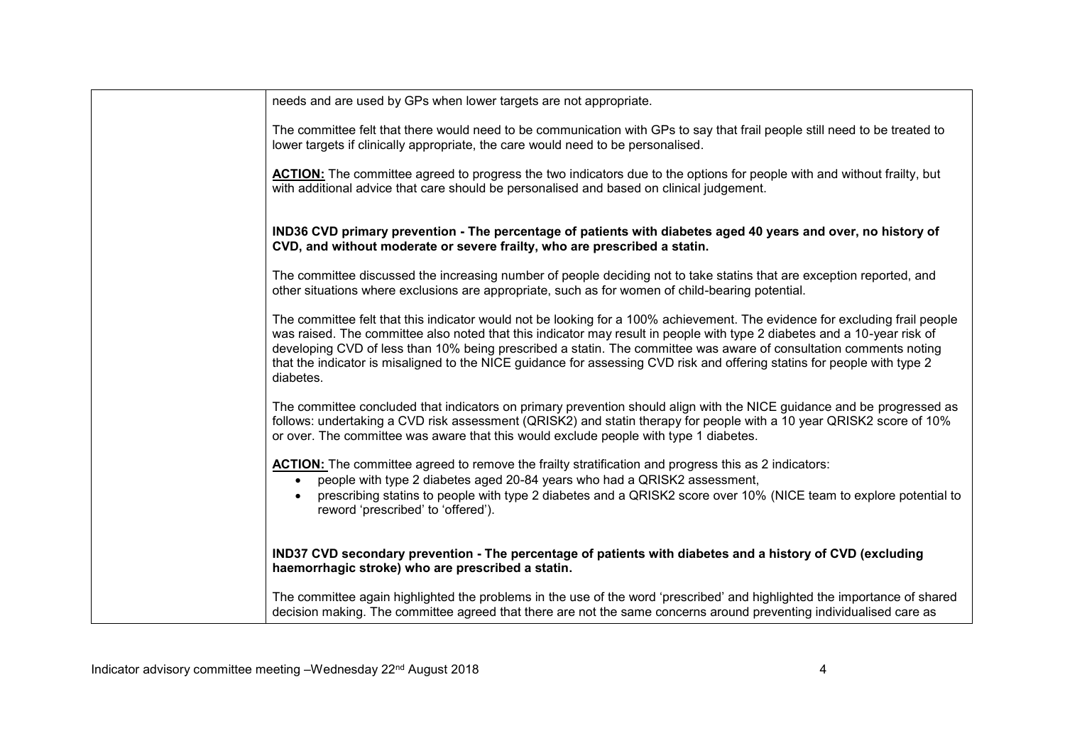| | |
|---|---|
| | needs and are used by GPs when lower targets are not appropriate.<br><br>The committee felt that there would need to be communication with GPs to say that frail people still need to be treated to lower targets if clinically appropriate, the care would need to be personalised.<br><br>**ACTION:** The committee agreed to progress the two indicators due to the options for people with and without frailty, but with additional advice that care should be personalised and based on clinical judgement.<br><br>**IND36 CVD primary prevention - The percentage of patients with diabetes aged 40 years and over, no history of CVD, and without moderate or severe frailty, who are prescribed a statin.**<br><br>The committee discussed the increasing number of people deciding not to take statins that are exception reported, and other situations where exclusions are appropriate, such as for women of child-bearing potential.<br><br>The committee felt that this indicator would not be looking for a 100% achievement. The evidence for excluding frail people was raised. The committee also noted that this indicator may result in people with type 2 diabetes and a 10-year risk of developing CVD of less than 10% being prescribed a statin. The committee was aware of consultation comments noting that the indicator is misaligned to the NICE guidance for assessing CVD risk and offering statins for people with type 2 diabetes.<br><br>The committee concluded that indicators on primary prevention should align with the NICE guidance and be progressed as follows: undertaking a CVD risk assessment (QRISK2) and statin therapy for people with a 10 year QRISK2 score of 10% or over. The committee was aware that this would exclude people with type 1 diabetes.<br><br>**ACTION:** The committee agreed to remove the frailty stratification and progress this as 2 indicators:<br>• people with type 2 diabetes aged 20-84 years who had a QRISK2 assessment,<br>• prescribing statins to people with type 2 diabetes and a QRISK2 score over 10% (NICE team to explore potential to reword 'prescribed' to 'offered').<br><br>**IND37 CVD secondary prevention - The percentage of patients with diabetes and a history of CVD (excluding haemorrhagic stroke) who are prescribed a statin.**<br><br>The committee again highlighted the problems in the use of the word 'prescribed' and highlighted the importance of shared decision making. The committee agreed that there are not the same concerns around preventing individualised care as |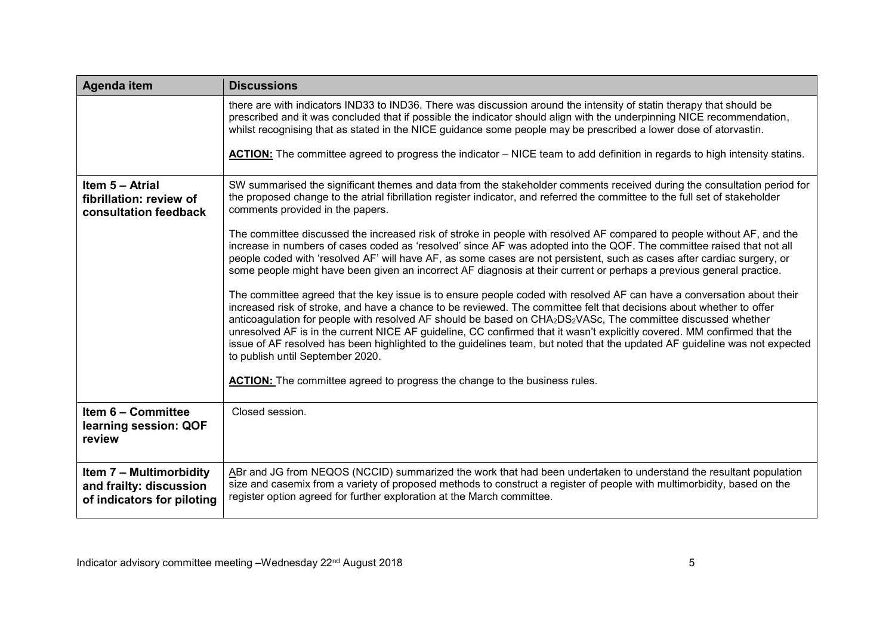| Agenda item | Discussions |
| --- | --- |
| | there are with indicators IND33 to IND36. There was discussion around the intensity of statin therapy that should be prescribed and it was concluded that if possible the indicator should align with the underpinning NICE recommendation, whilst recognising that as stated in the NICE guidance some people may be prescribed a lower dose of atorvastin.<br><br>**ACTION:** The committee agreed to progress the indicator – NICE team to add definition in regards to high intensity statins. |
| **Item 5 – Atrial fibrillation: review of consultation feedback** | SW summarised the significant themes and data from the stakeholder comments received during the consultation period for the proposed change to the atrial fibrillation register indicator, and referred the committee to the full set of stakeholder comments provided in the papers.<br><br>The committee discussed the increased risk of stroke in people with resolved AF compared to people without AF, and the increase in numbers of cases coded as 'resolved' since AF was adopted into the QOF. The committee raised that not all people coded with 'resolved AF' will have AF, as some cases are not persistent, such as cases after cardiac surgery, or some people might have been given an incorrect AF diagnosis at their current or perhaps a previous general practice.<br><br>The committee agreed that the key issue is to ensure people coded with resolved AF can have a conversation about their increased risk of stroke, and have a chance to be reviewed. The committee felt that decisions about whether to offer anticoagulation for people with resolved AF should be based on $CHA_2DS_2VASc$, The committee discussed whether unresolved AF is in the current NICE AF guideline, CC confirmed that it wasn't explicitly covered. MM confirmed that the issue of AF resolved has been highlighted to the guidelines team, but noted that the updated AF guideline was not expected to publish until September 2020.<br><br>**ACTION:** The committee agreed to progress the change to the business rules. |
| **Item 6 – Committee learning session: QOF review** | Closed session. |
| **Item 7 – Multimorbidity and frailty: discussion of indicators for piloting** | ABr and JG from NEQOS (NCCID) summarized the work that had been undertaken to understand the resultant population size and casemix from a variety of proposed methods to construct a register of people with multimorbidity, based on the register option agreed for further exploration at the March committee. |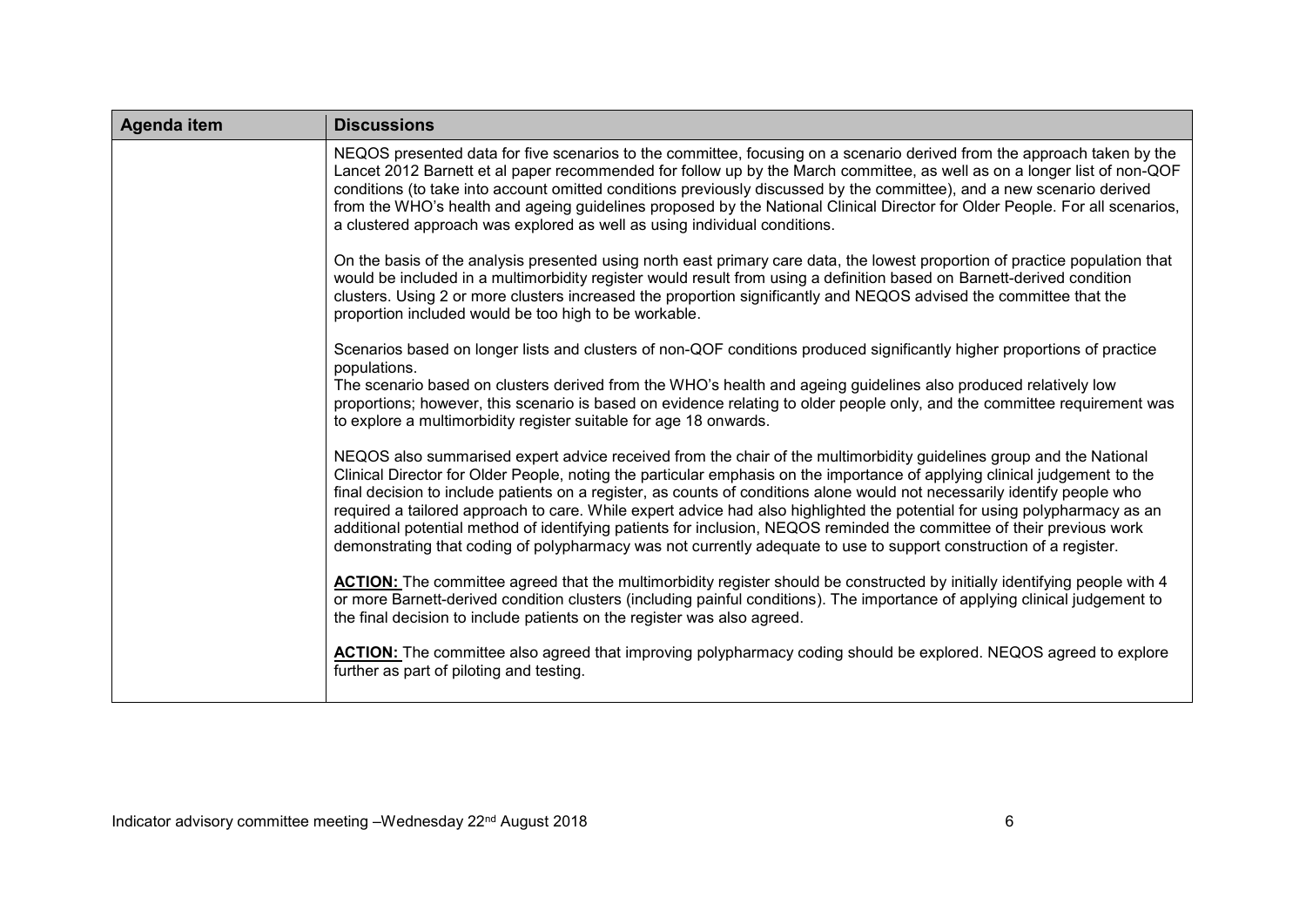| Agenda item | Discussions |
|---|---|
| | NEQOS presented data for five scenarios to the committee, focusing on a scenario derived from the approach taken by the Lancet 2012 Barnett et al paper recommended for follow up by the March committee, as well as on a longer list of non-QOF conditions (to take into account omitted conditions previously discussed by the committee), and a new scenario derived from the WHO's health and ageing guidelines proposed by the National Clinical Director for Older People. For all scenarios, a clustered approach was explored as well as using individual conditions.<br><br>On the basis of the analysis presented using north east primary care data, the lowest proportion of practice population that would be included in a multimorbidity register would result from using a definition based on Barnett-derived condition clusters. Using 2 or more clusters increased the proportion significantly and NEQOS advised the committee that the proportion included would be too high to be workable.<br><br>Scenarios based on longer lists and clusters of non-QOF conditions produced significantly higher proportions of practice populations.<br>The scenario based on clusters derived from the WHO's health and ageing guidelines also produced relatively low proportions; however, this scenario is based on evidence relating to older people only, and the committee requirement was to explore a multimorbidity register suitable for age 18 onwards.<br><br>NEQOS also summarised expert advice received from the chair of the multimorbidity guidelines group and the National Clinical Director for Older People, noting the particular emphasis on the importance of applying clinical judgement to the final decision to include patients on a register, as counts of conditions alone would not necessarily identify people who required a tailored approach to care. While expert advice had also highlighted the potential for using polypharmacy as an additional potential method of identifying patients for inclusion, NEQOS reminded the committee of their previous work demonstrating that coding of polypharmacy was not currently adequate to use to support construction of a register.<br><br>**ACTION:** The committee agreed that the multimorbidity register should be constructed by initially identifying people with 4 or more Barnett-derived condition clusters (including painful conditions). The importance of applying clinical judgement to the final decision to include patients on the register was also agreed.<br><br>**ACTION:** The committee also agreed that improving polypharmacy coding should be explored. NEQOS agreed to explore further as part of piloting and testing. |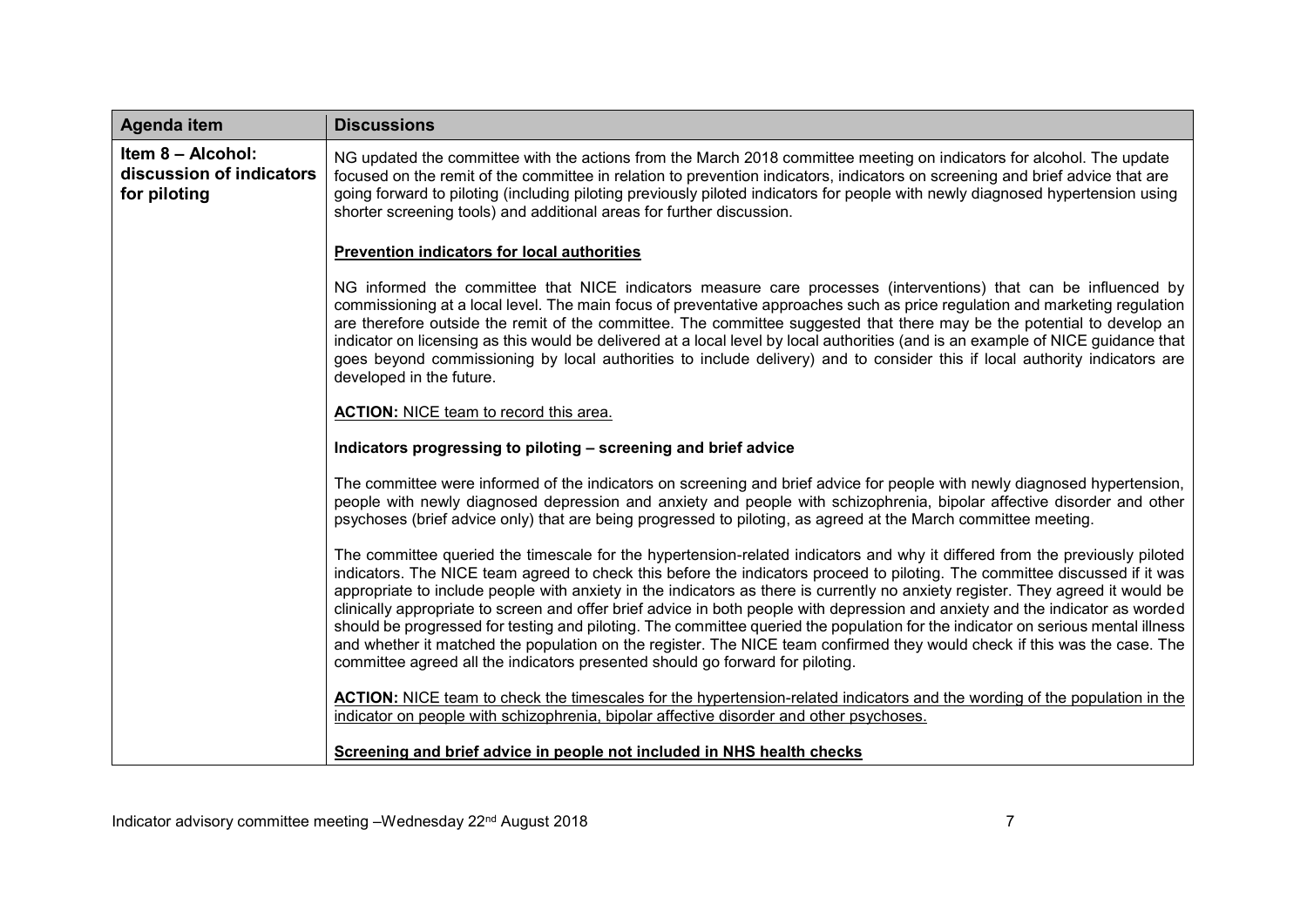| Agenda item | Discussions |
|---|---|
| **Item 8 – Alcohol: discussion of indicators for piloting** | NG updated the committee with the actions from the March 2018 committee meeting on indicators for alcohol. The update focused on the remit of the committee in relation to prevention indicators, indicators on screening and brief advice that are going forward to piloting (including piloting previously piloted indicators for people with newly diagnosed hypertension using shorter screening tools) and additional areas for further discussion.<br><br>**Prevention indicators for local authorities**<br><br>NG informed the committee that NICE indicators measure care processes (interventions) that can be influenced by commissioning at a local level. The main focus of preventative approaches such as price regulation and marketing regulation are therefore outside the remit of the committee. The committee suggested that there may be the potential to develop an indicator on licensing as this would be delivered at a local level by local authorities (and is an example of NICE guidance that goes beyond commissioning by local authorities to include delivery) and to consider this if local authority indicators are developed in the future.<br><br>**ACTION:** NICE team to record this area.<br><br>**Indicators progressing to piloting – screening and brief advice**<br><br>The committee were informed of the indicators on screening and brief advice for people with newly diagnosed hypertension, people with newly diagnosed depression and anxiety and people with schizophrenia, bipolar affective disorder and other psychoses (brief advice only) that are being progressed to piloting, as agreed at the March committee meeting.<br><br>The committee queried the timescale for the hypertension-related indicators and why it differed from the previously piloted indicators. The NICE team agreed to check this before the indicators proceed to piloting. The committee discussed if it was appropriate to include people with anxiety in the indicators as there is currently no anxiety register. They agreed it would be clinically appropriate to screen and offer brief advice in both people with depression and anxiety and the indicator as worded should be progressed for testing and piloting. The committee queried the population for the indicator on serious mental illness and whether it matched the population on the register. The NICE team confirmed they would check if this was the case. The committee agreed all the indicators presented should go forward for piloting.<br><br>**ACTION:** NICE team to check the timescales for the hypertension-related indicators and the wording of the population in the indicator on people with schizophrenia, bipolar affective disorder and other psychoses.<br><br>**Screening and brief advice in people not included in NHS health checks** |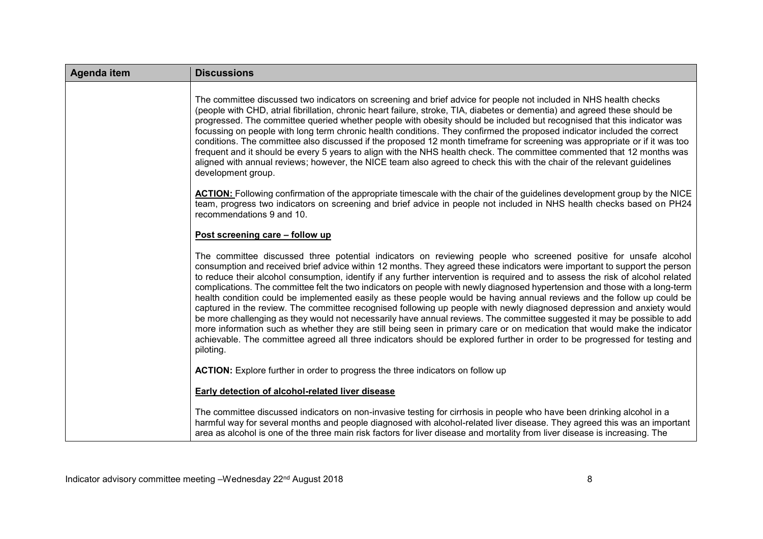| Agenda item | Discussions |
| --- | --- |
| | The committee discussed two indicators on screening and brief advice for people not included in NHS health checks (people with CHD, atrial fibrillation, chronic heart failure, stroke, TIA, diabetes or dementia) and agreed these should be progressed. The committee queried whether people with obesity should be included but recognised that this indicator was focussing on people with long term chronic health conditions. They confirmed the proposed indicator included the correct conditions. The committee also discussed if the proposed 12 month timeframe for screening was appropriate or if it was too frequent and it should be every 5 years to align with the NHS health check. The committee commented that 12 months was aligned with annual reviews; however, the NICE team also agreed to check this with the chair of the relevant guidelines development group.<br><br>**ACTION:** Following confirmation of the appropriate timescale with the chair of the guidelines development group by the NICE team, progress two indicators on screening and brief advice in people not included in NHS health checks based on PH24 recommendations 9 and 10.<br><br>**Post screening care – follow up**<br><br>The committee discussed three potential indicators on reviewing people who screened positive for unsafe alcohol consumption and received brief advice within 12 months. They agreed these indicators were important to support the person to reduce their alcohol consumption, identify if any further intervention is required and to assess the risk of alcohol related complications. The committee felt the two indicators on people with newly diagnosed hypertension and those with a long-term health condition could be implemented easily as these people would be having annual reviews and the follow up could be captured in the review. The committee recognised following up people with newly diagnosed depression and anxiety would be more challenging as they would not necessarily have annual reviews. The committee suggested it may be possible to add more information such as whether they are still being seen in primary care or on medication that would make the indicator achievable. The committee agreed all three indicators should be explored further in order to be progressed for testing and piloting.<br><br>**ACTION:** Explore further in order to progress the three indicators on follow up<br><br>**Early detection of alcohol-related liver disease**<br><br>The committee discussed indicators on non-invasive testing for cirrhosis in people who have been drinking alcohol in a harmful way for several months and people diagnosed with alcohol-related liver disease. They agreed this was an important area as alcohol is one of the three main risk factors for liver disease and mortality from liver disease is increasing. The |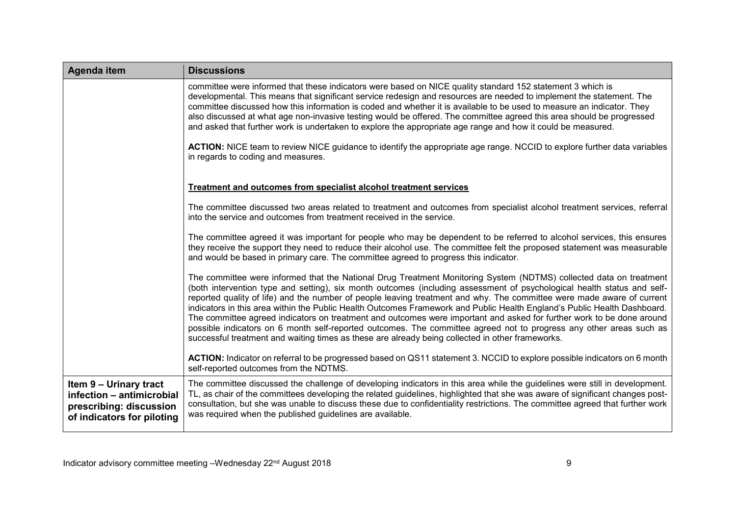| Agenda item | Discussions |
|---|---|
| | committee were informed that these indicators were based on NICE quality standard 152 statement 3 which is developmental. This means that significant service redesign and resources are needed to implement the statement. The committee discussed how this information is coded and whether it is available to be used to measure an indicator. They also discussed at what age non-invasive testing would be offered. The committee agreed this area should be progressed and asked that further work is undertaken to explore the appropriate age range and how it could be measured.<br><br>**ACTION:** NICE team to review NICE guidance to identify the appropriate age range. NCCID to explore further data variables in regards to coding and measures.<br><br>**<u>Treatment and outcomes from specialist alcohol treatment services</u>**<br><br>The committee discussed two areas related to treatment and outcomes from specialist alcohol treatment services, referral into the service and outcomes from treatment received in the service.<br><br>The committee agreed it was important for people who may be dependent to be referred to alcohol services, this ensures they receive the support they need to reduce their alcohol use. The committee felt the proposed statement was measurable and would be based in primary care. The committee agreed to progress this indicator.<br><br>The committee were informed that the National Drug Treatment Monitoring System (NDTMS) collected data on treatment (both intervention type and setting), six month outcomes (including assessment of psychological health status and self-reported quality of life) and the number of people leaving treatment and why. The committee were made aware of current indicators in this area within the Public Health Outcomes Framework and Public Health England's Public Health Dashboard. The committee agreed indicators on treatment and outcomes were important and asked for further work to be done around possible indicators on 6 month self-reported outcomes. The committee agreed not to progress any other areas such as successful treatment and waiting times as these are already being collected in other frameworks.<br><br>**ACTION:** Indicator on referral to be progressed based on QS11 statement 3. NCCID to explore possible indicators on 6 month self-reported outcomes from the NDTMS. |
| **Item 9 – Urinary tract infection – antimicrobial prescribing: discussion of indicators for piloting** | The committee discussed the challenge of developing indicators in this area while the guidelines were still in development. TL, as chair of the committees developing the related guidelines, highlighted that she was aware of significant changes post-consultation, but she was unable to discuss these due to confidentiality restrictions. The committee agreed that further work was required when the published guidelines are available. |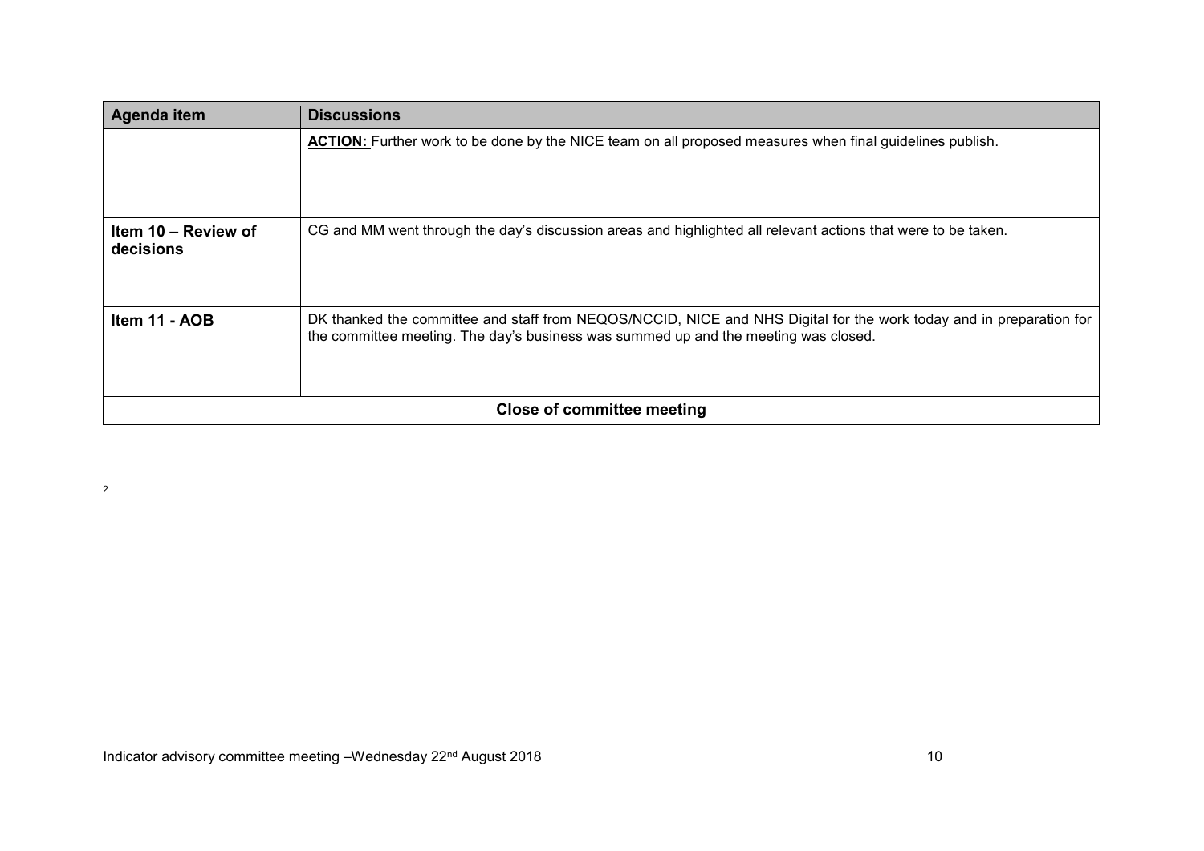| Agenda item | Discussions |
|---|---|
| | **ACTION:** Further work to be done by the NICE team on all proposed measures when final guidelines publish. |
| **Item 10 – Review of decisions** | CG and MM went through the day's discussion areas and highlighted all relevant actions that were to be taken. |
| **Item 11 - AOB** | DK thanked the committee and staff from NEQOS/NCCID, NICE and NHS Digital for the work today and in preparation for the committee meeting. The day's business was summed up and the meeting was closed. |
| **Close of committee meeting** | |

2